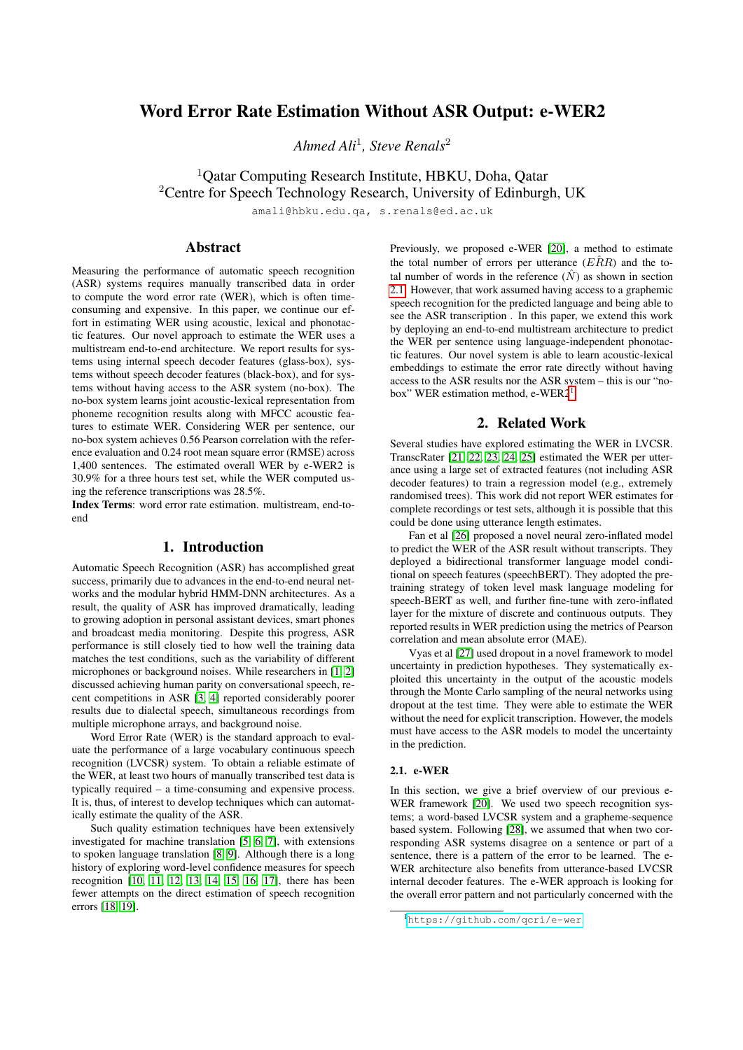# Word Error Rate Estimation Without ASR Output: e-WER2

*Ahmed Ali*[1], *Steve Renals*[2]

[1]Qatar Computing Research Institute, HBKU, Doha, Qatar
[2]Centre for Speech Technology Research, University of Edinburgh, UK

amali@hbku.edu.qa, s.renals@ed.ac.uk

## Abstract

Measuring the performance of automatic speech recognition (ASR) systems requires manually transcribed data in order to compute the word error rate (WER), which is often time-consuming and expensive. In this paper, we continue our effort in estimating WER using acoustic, lexical and phonotactic features. Our novel approach to estimate the WER uses a multistream end-to-end architecture. We report results for systems using internal speech decoder features (glass-box), systems without speech decoder features (black-box), and for systems without having access to the ASR system (no-box). The no-box system learns joint acoustic-lexical representation from phoneme recognition results along with MFCC acoustic features to estimate WER. Considering WER per sentence, our no-box system achieves 0.56 Pearson correlation with the reference evaluation and 0.24 root mean square error (RMSE) across 1,400 sentences. The estimated overall WER by e-WER2 is 30.9% for a three hours test set, while the WER computed using the reference transcriptions was 28.5%.

**Index Terms**: word error rate estimation. multistream, end-to-end

## 1. Introduction

Automatic Speech Recognition (ASR) has accomplished great success, primarily due to advances in the end-to-end neural networks and the modular hybrid HMM-DNN architectures. As a result, the quality of ASR has improved dramatically, leading to growing adoption in personal assistant devices, smart phones and broadcast media monitoring. Despite this progress, ASR performance is still closely tied to how well the training data matches the test conditions, such as the variability of different microphones or background noises. While researchers in [1, 2] discussed achieving human parity on conversational speech, recent competitions in ASR [3, 4] reported considerably poorer results due to dialectal speech, simultaneous recordings from multiple microphone arrays, and background noise.

Word Error Rate (WER) is the standard approach to evaluate the performance of a large vocabulary continuous speech recognition (LVCSR) system. To obtain a reliable estimate of the WER, at least two hours of manually transcribed test data is typically required – a time-consuming and expensive process. It is, thus, of interest to develop techniques which can automatically estimate the quality of the ASR.

Such quality estimation techniques have been extensively investigated for machine translation [5, 6, 7], with extensions to spoken language translation [8, 9]. Although there is a long history of exploring word-level confidence measures for speech recognition [10, 11, 12, 13, 14, 15, 16, 17], there has been fewer attempts on the direct estimation of speech recognition errors [18, 19].

Previously, we proposed e-WER [20], a method to estimate the total number of errors per utterance ($E\hat{R}R$) and the total number of words in the reference ($\hat{N}$) as shown in section 2.1. However, that work assumed having access to a graphemic speech recognition for the predicted language and being able to see the ASR transcription . In this paper, we extend this work by deploying an end-to-end multistream architecture to predict the WER per sentence using language-independent phonotactic features. Our novel system is able to learn acoustic-lexical embeddings to estimate the error rate directly without having access to the ASR results nor the ASR system – this is our "no-box" WER estimation method, e-WER2[1].

## 2. Related Work

Several studies have explored estimating the WER in LVCSR. TranscRater [21, 22, 23, 24, 25] estimated the WER per utterance using a large set of extracted features (not including ASR decoder features) to train a regression model (e.g., extremely randomised trees). This work did not report WER estimates for complete recordings or test sets, although it is possible that this could be done using utterance length estimates.

Fan et al [26] proposed a novel neural zero-inflated model to predict the WER of the ASR result without transcripts. They deployed a bidirectional transformer language model conditional on speech features (speechBERT). They adopted the pre-training strategy of token level mask language modeling for speech-BERT as well, and further fine-tune with zero-inflated layer for the mixture of discrete and continuous outputs. They reported results in WER prediction using the metrics of Pearson correlation and mean absolute error (MAE).

Vyas et al [27] used dropout in a novel framework to model uncertainty in prediction hypotheses. They systematically exploited this uncertainty in the output of the acoustic models through the Monte Carlo sampling of the neural networks using dropout at the test time. They were able to estimate the WER without the need for explicit transcription. However, the models must have access to the ASR models to model the uncertainty in the prediction.

### 2.1. e-WER

In this section, we give a brief overview of our previous e-WER framework [20]. We used two speech recognition systems; a word-based LVCSR system and a grapheme-sequence based system. Following [28], we assumed that when two corresponding ASR systems disagree on a sentence or part of a sentence, there is a pattern of the error to be learned. The e-WER architecture also benefits from utterance-based LVCSR internal decoder features. The e-WER approach is looking for the overall error pattern and not particularly concerned with the

[1]https://github.com/qcri/e-wer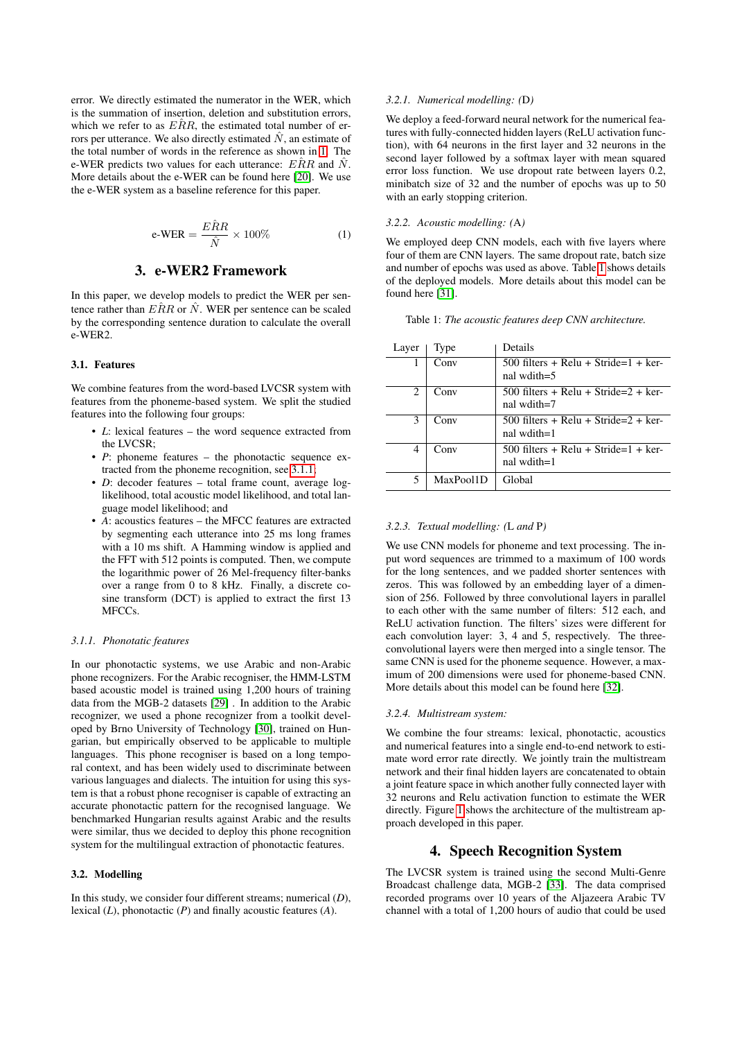error. We directly estimated the numerator in the WER, which is the summation of insertion, deletion and substitution errors, which we refer to as $\hat{ERR}$, the estimated total number of errors per utterance. We also directly estimated $\hat{N}$, an estimate of the total number of words in the reference as shown in 1. The e-WER predicts two values for each utterance: $\hat{ERR}$ and $\hat{N}$. More details about the e-WER can be found here [20]. We use the e-WER system as a baseline reference for this paper.

$$\text{e-WER} = \frac{\hat{ERR}}{\hat{N}} \times 100\% \tag{1}$$

## 3. e-WER2 Framework

In this paper, we develop models to predict the WER per sentence rather than $\hat{ERR}$ or $\hat{N}$. WER per sentence can be scaled by the corresponding sentence duration to calculate the overall e-WER2.

### 3.1. Features

We combine features from the word-based LVCSR system with features from the phoneme-based system. We split the studied features into the following four groups:

- *L*: lexical features – the word sequence extracted from the LVCSR;
- *P*: phoneme features – the phonotactic sequence extracted from the phoneme recognition, see 3.1.1;
- *D*: decoder features – total frame count, average log-likelihood, total acoustic model likelihood, and total language model likelihood; and
- *A*: acoustics features – the MFCC features are extracted by segmenting each utterance into 25 ms long frames with a 10 ms shift. A Hamming window is applied and the FFT with 512 points is computed. Then, we compute the logarithmic power of 26 Mel-frequency filter-banks over a range from 0 to 8 kHz. Finally, a discrete cosine transform (DCT) is applied to extract the first 13 MFCCs.

#### 3.1.1. Phonotatic features

In our phonotactic systems, we use Arabic and non-Arabic phone recognizers. For the Arabic recogniser, the HMM-LSTM based acoustic model is trained using 1,200 hours of training data from the MGB-2 datasets [29] . In addition to the Arabic recognizer, we used a phone recognizer from a toolkit developed by Brno University of Technology [30], trained on Hungarian, but empirically observed to be applicable to multiple languages. This phone recogniser is based on a long temporal context, and has been widely used to discriminate between various languages and dialects. The intuition for using this system is that a robust phone recogniser is capable of extracting an accurate phonotactic pattern for the recognised language. We benchmarked Hungarian results against Arabic and the results were similar, thus we decided to deploy this phone recognition system for the multilingual extraction of phonotactic features.

### 3.2. Modelling

In this study, we consider four different streams; numerical (*D*), lexical (*L*), phonotactic (*P*) and finally acoustic features (*A*).

#### 3.2.1. Numerical modelling: (D)

We deploy a feed-forward neural network for the numerical features with fully-connected hidden layers (ReLU activation function), with 64 neurons in the first layer and 32 neurons in the second layer followed by a softmax layer with mean squared error loss function. We use dropout rate between layers 0.2, minibatch size of 32 and the number of epochs was up to 50 with an early stopping criterion.

#### 3.2.2. Acoustic modelling: (A)

We employed deep CNN models, each with five layers where four of them are CNN layers. The same dropout rate, batch size and number of epochs was used as above. Table 1 shows details of the deployed models. More details about this model can be found here [31].

Table 1: *The acoustic features deep CNN architecture.*

| Layer | Type | Details |
|---|---|---|
| 1 | Conv | 500 filters + Relu + Stride=1 + kernal wdith=5 |
| 2 | Conv | 500 filters + Relu + Stride=2 + kernal wdith=7 |
| 3 | Conv | 500 filters + Relu + Stride=2 + kernal wdith=1 |
| 4 | Conv | 500 filters + Relu + Stride=1 + kernal wdith=1 |
| 5 | MaxPool1D | Global |

#### 3.2.3. Textual modelling: (L and P)

We use CNN models for phoneme and text processing. The input word sequences are trimmed to a maximum of 100 words for the long sentences, and we padded shorter sentences with zeros. This was followed by an embedding layer of a dimension of 256. Followed by three convolutional layers in parallel to each other with the same number of filters: 512 each, and ReLU activation function. The filters' sizes were different for each convolution layer: 3, 4 and 5, respectively. The three-convolutional layers were then merged into a single tensor. The same CNN is used for the phoneme sequence. However, a maximum of 200 dimensions were used for phoneme-based CNN. More details about this model can be found here [32].

#### 3.2.4. Multistream system:

We combine the four streams: lexical, phonotactic, acoustics and numerical features into a single end-to-end network to estimate word error rate directly. We jointly train the multistream network and their final hidden layers are concatenated to obtain a joint feature space in which another fully connected layer with 32 neurons and Relu activation function to estimate the WER directly. Figure 1 shows the architecture of the multistream approach developed in this paper.

## 4. Speech Recognition System

The LVCSR system is trained using the second Multi-Genre Broadcast challenge data, MGB-2 [33]. The data comprised recorded programs over 10 years of the Aljazeera Arabic TV channel with a total of 1,200 hours of audio that could be used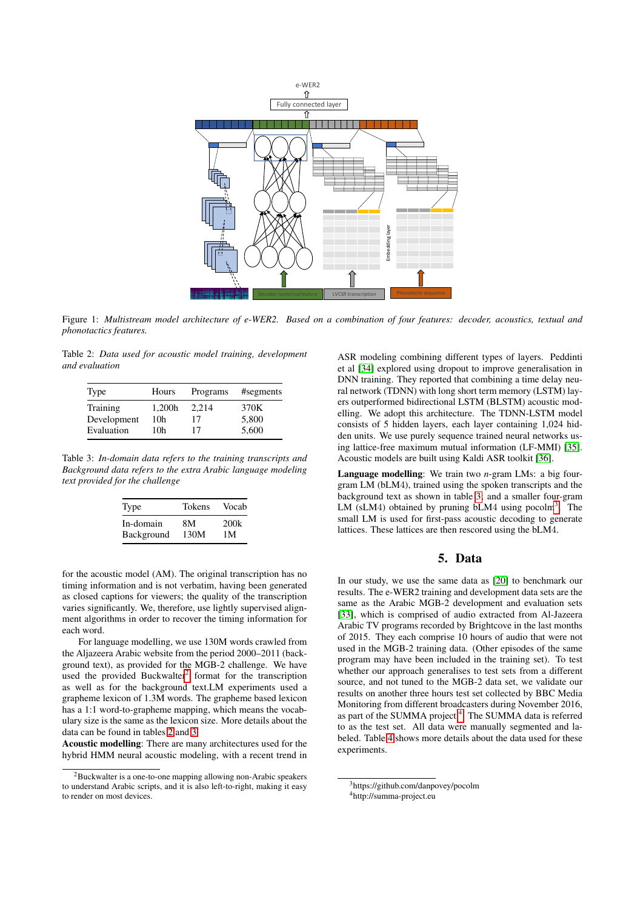Figure 1: *Multistream model architecture of e-WER2. Based on a combination of four features: decoder, acoustics, textual and phonotactics features.*

Table 2: *Data used for acoustic model training, development and evaluation*

| Type | Hours | Programs | #segments |
|---|---|---|---|
| Training | 1,200h | 2,214 | 370K |
| Development | 10h | 17 | 5,800 |
| Evaluation | 10h | 17 | 5,600 |

Table 3: *In-domain data refers to the training transcripts and Background data refers to the extra Arabic language modeling text provided for the challenge*

| Type | Tokens | Vocab |
|---|---|---|
| In-domain | 8M | 200k |
| Background | 130M | 1M |

for the acoustic model (AM). The original transcription has no timing information and is not verbatim, having been generated as closed captions for viewers; the quality of the transcription varies significantly. We, therefore, use lightly supervised alignment algorithms in order to recover the timing information for each word.

For language modelling, we use 130M words crawled from the Aljazeera Arabic website from the period 2000–2011 (background text), as provided for the MGB-2 challenge. We have used the provided Buckwalter[2] format for the transcription as well as for the background text.LM experiments used a grapheme lexicon of 1.3M words. The grapheme based lexicon has a 1:1 word-to-grapheme mapping, which means the vocabulary size is the same as the lexicon size. More details about the data can be found in tables 2 and 3.

**Acoustic modelling**: There are many architectures used for the hybrid HMM neural acoustic modeling, with a recent trend in ASR modeling combining different types of layers. Peddinti et al [34] explored using dropout to improve generalisation in DNN training. They reported that combining a time delay neural network (TDNN) with long short term memory (LSTM) layers outperformed bidirectional LSTM (BLSTM) acoustic modelling. We adopt this architecture. The TDNN-LSTM model consists of 5 hidden layers, each layer containing 1,024 hidden units. We use purely sequence trained neural networks using lattice-free maximum mutual information (LF-MMI) [35]. Acoustic models are built using Kaldi ASR toolkit [36].

**Language modelling**: We train two $n$-gram LMs: a big four-gram LM (bLM4), trained using the spoken transcripts and the background text as shown in table 3, and a smaller four-gram LM (sLM4) obtained by pruning bLM4 using pocolm[3]. The small LM is used for first-pass acoustic decoding to generate lattices. These lattices are then rescored using the bLM4.

## 5. Data

In our study, we use the same data as [20] to benchmark our results. The e-WER2 training and development data sets are the same as the Arabic MGB-2 development and evaluation sets [33], which is comprised of audio extracted from Al-Jazeera Arabic TV programs recorded by Brightcove in the last months of 2015. They each comprise 10 hours of audio that were not used in the MGB-2 training data. (Other episodes of the same program may have been included in the training set). To test whether our approach generalises to test sets from a different source, and not tuned to the MGB-2 data set, we validate our results on another three hours test set collected by BBC Media Monitoring from different broadcasters during November 2016, as part of the SUMMA project [4]. The SUMMA data is referred to as the test set. All data were manually segmented and labeled. Table 4 shows more details about the data used for these experiments.

[2] Buckwalter is a one-to-one mapping allowing non-Arabic speakers to understand Arabic scripts, and it is also left-to-right, making it easy to render on most devices.

[3] https://github.com/danpovey/pocolm

[4] http://summa-project.eu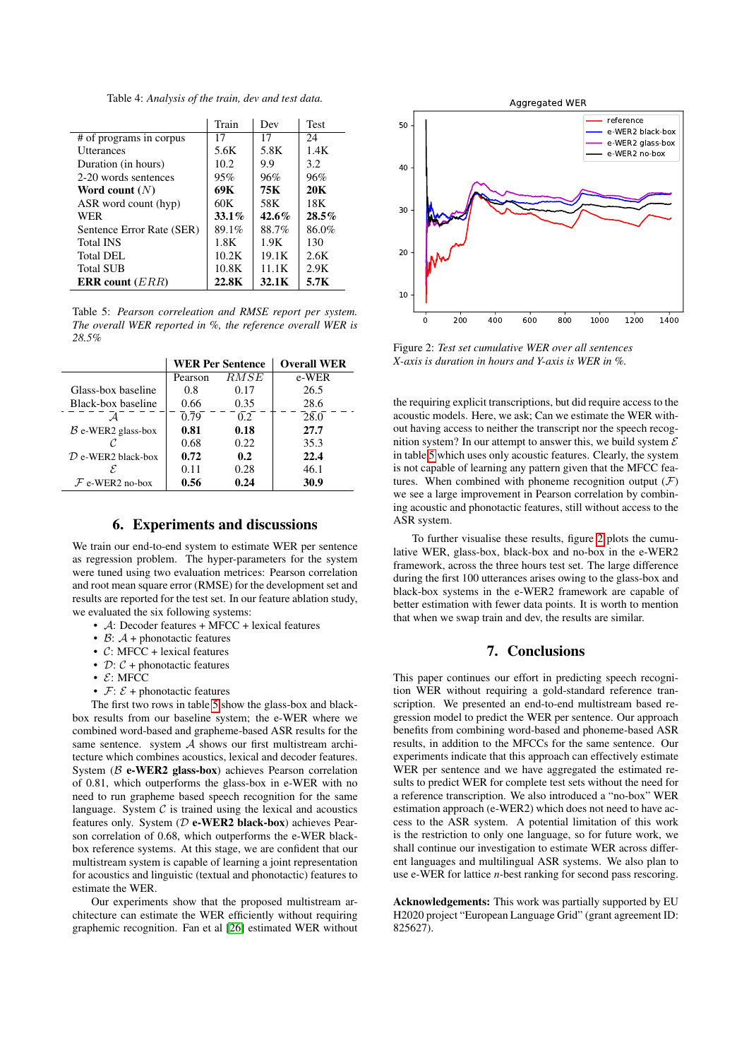Table 4: *Analysis of the train, dev and test data.*

| | Train | Dev | Test |
|---|---|---|---|
| # of programs in corpus | 17 | 17 | 24 |
| Utterances | 5.6K | 5.8K | 1.4K |
| Duration (in hours) | 10.2 | 9.9 | 3.2 |
| 2-20 words sentences | 95% | 96% | 96% |
| **Word count** ($N$) | **69K** | **75K** | **20K** |
| ASR word count (hyp) | 60K | 58K | 18K |
| WER | **33.1%** | **42.6%** | **28.5%** |
| Sentence Error Rate (SER) | 89.1% | 88.7% | 86.0% |
| Total INS | 1.8K | 1.9K | 130 |
| Total DEL | 10.2K | 19.1K | 2.6K |
| Total SUB | 10.8K | 11.1K | 2.9K |
| **ERR count** ($ERR$) | **22.8K** | **32.1K** | **5.7K** |

Table 5: *Pearson correleation and RMSE report per system. The overall WER reported in %, the reference overall WER is 28.5%*

| | WER Per Sentence | | Overall WER |
|---|---|---|---|
| | Pearson | $RMSE$ | e-WER |
| Glass-box baseline | 0.8 | 0.17 | 26.5 |
| Black-box baseline | 0.66 | 0.35 | 28.6 |
| $\mathcal{A}$ | 0.79 | 0.2 | 28.0 |
| $\mathcal{B}$ e-WER2 glass-box | **0.81** | **0.18** | **27.7** |
| $\mathcal{C}$ | 0.68 | 0.22 | 35.3 |
| $\mathcal{D}$ e-WER2 black-box | **0.72** | **0.2** | **22.4** |
| $\mathcal{E}$ | 0.11 | 0.28 | 46.1 |
| $\mathcal{F}$ e-WER2 no-box | **0.56** | **0.24** | **30.9** |

## 6. Experiments and discussions

We train our end-to-end system to estimate WER per sentence as regression problem. The hyper-parameters for the system were tuned using two evaluation metrices: Pearson correlation and root mean square error (RMSE) for the development set and results are reported for the test set. In our feature ablation study, we evaluated the six following systems:

- $\mathcal{A}$: Decoder features + MFCC + lexical features
- $\mathcal{B}$: $\mathcal{A}$ + phonotactic features
- $\mathcal{C}$: MFCC + lexical features
- $\mathcal{D}$: $\mathcal{C}$ + phonotactic features
- $\mathcal{E}$: MFCC
- $\mathcal{F}$: $\mathcal{E}$ + phonotactic features

The first two rows in table 5 show the glass-box and black-box results from our baseline system; the e-WER where we combined word-based and grapheme-based ASR results for the same sentence. system $\mathcal{A}$ shows our first multistream architecture which combines acoustics, lexical and decoder features. System ($\mathcal{B}$ **e-WER2 glass-box**) achieves Pearson correlation of 0.81, which outperforms the glass-box in e-WER with no need to run grapheme based speech recognition for the same language. System $\mathcal{C}$ is trained using the lexical and acoustics features only. System ($\mathcal{D}$ **e-WER2 black-box**) achieves Pearson correlation of 0.68, which outperforms the e-WER black-box reference systems. At this stage, we are confident that our multistream system is capable of learning a joint representation for acoustics and linguistic (textual and phonotactic) features to estimate the WER.

Our experiments show that the proposed multistream architecture can estimate the WER efficiently without requiring graphemic recognition. Fan et al [26] estimated WER without the requiring explicit transcriptions, but did require access to the acoustic models. Here, we ask; Can we estimate the WER without having access to neither the transcript nor the speech recognition system? In our attempt to answer this, we build system $\mathcal{E}$ in table 5 which uses only acoustic features. Clearly, the system is not capable of learning any pattern given that the MFCC features. When combined with phoneme recognition output ($\mathcal{F}$) we see a large improvement in Pearson correlation by combining acoustic and phonotactic features, still without access to the ASR system.

To further visualise these results, figure 2 plots the cumulative WER, glass-box, black-box and no-box in the e-WER2 framework, across the three hours test set. The large difference during the first 100 utterances arises owing to the glass-box and black-box systems in the e-WER2 framework are capable of better estimation with fewer data points. It is worth to mention that when we swap train and dev, the results are similar.

Figure 2: *Test set cumulative WER over all sentences X-axis is duration in hours and Y-axis is WER in %.*

## 7. Conclusions

This paper continues our effort in predicting speech recognition WER without requiring a gold-standard reference transcription. We presented an end-to-end multistream based regression model to predict the WER per sentence. Our approach benefits from combining word-based and phoneme-based ASR results, in addition to the MFCCs for the same sentence. Our experiments indicate that this approach can effectively estimate WER per sentence and we have aggregated the estimated results to predict WER for complete test sets without the need for a reference transcription. We also introduced a "no-box" WER estimation approach (e-WER2) which does not need to have access to the ASR system. A potential limitation of this work is the restriction to only one language, so for future work, we shall continue our investigation to estimate WER across different languages and multilingual ASR systems. We also plan to use e-WER for lattice $n$-best ranking for second pass rescoring.

**Acknowledgements:** This work was partially supported by EU H2020 project "European Language Grid" (grant agreement ID: 825627).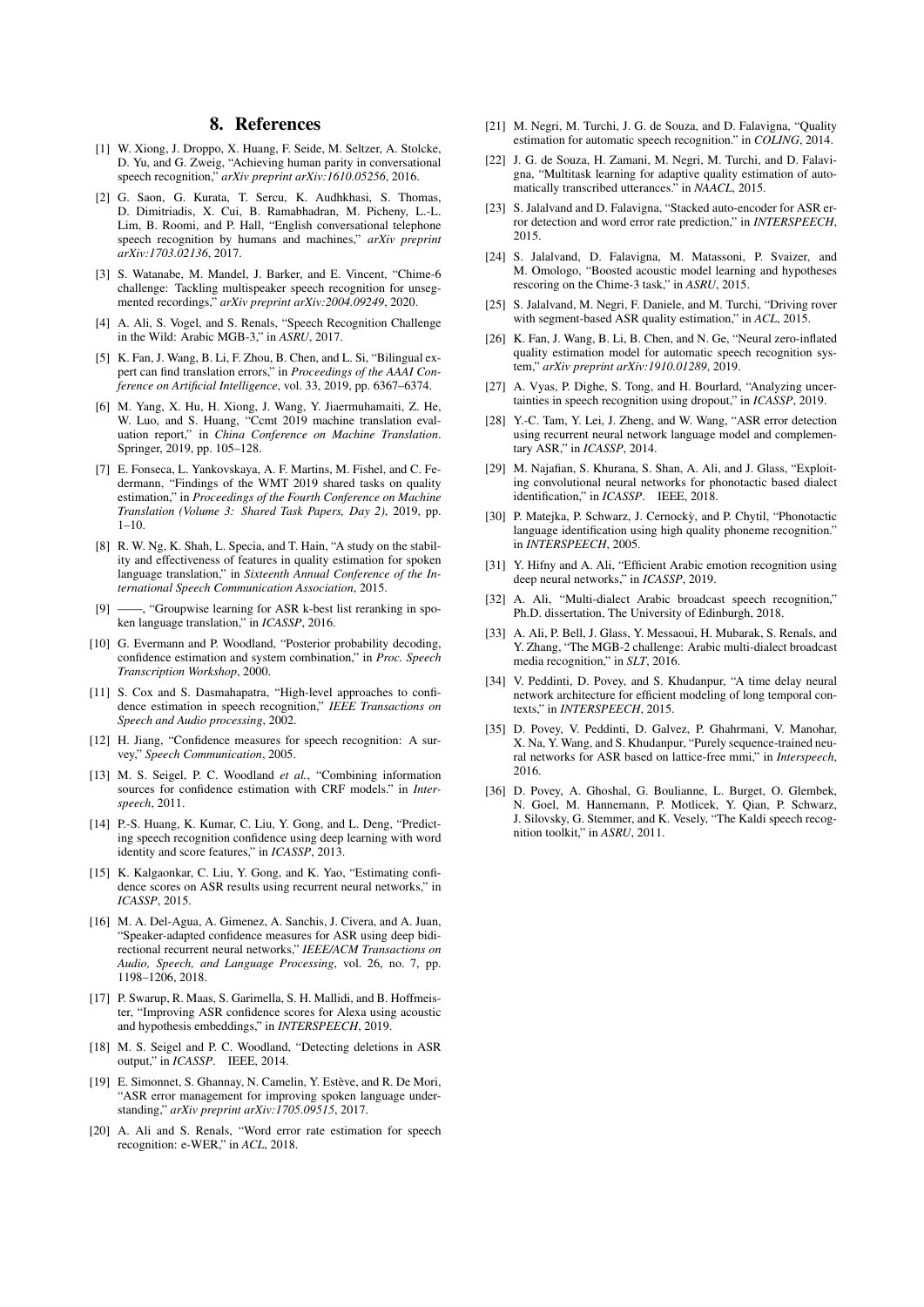## 8. References

[1] W. Xiong, J. Droppo, X. Huang, F. Seide, M. Seltzer, A. Stolcke, D. Yu, and G. Zweig, "Achieving human parity in conversational speech recognition," *arXiv preprint arXiv:1610.05256*, 2016.

[2] G. Saon, G. Kurata, T. Sercu, K. Audhkhasi, S. Thomas, D. Dimitriadis, X. Cui, B. Ramabhadran, M. Picheny, L.-L. Lim, B. Roomi, and P. Hall, "English conversational telephone speech recognition by humans and machines," *arXiv preprint arXiv:1703.02136*, 2017.

[3] S. Watanabe, M. Mandel, J. Barker, and E. Vincent, "Chime-6 challenge: Tackling multispeaker speech recognition for unsegmented recordings," *arXiv preprint arXiv:2004.09249*, 2020.

[4] A. Ali, S. Vogel, and S. Renals, "Speech Recognition Challenge in the Wild: Arabic MGB-3," in *ASRU*, 2017.

[5] K. Fan, J. Wang, B. Li, F. Zhou, B. Chen, and L. Si, "Bilingual expert can find translation errors," in *Proceedings of the AAAI Conference on Artificial Intelligence*, vol. 33, 2019, pp. 6367–6374.

[6] M. Yang, X. Hu, H. Xiong, J. Wang, Y. Jiaermuhamaiti, Z. He, W. Luo, and S. Huang, "Ccmt 2019 machine translation evaluation report," in *China Conference on Machine Translation*. Springer, 2019, pp. 105–128.

[7] E. Fonseca, L. Yankovskaya, A. F. Martins, M. Fishel, and C. Federmann, "Findings of the WMT 2019 shared tasks on quality estimation," in *Proceedings of the Fourth Conference on Machine Translation (Volume 3: Shared Task Papers, Day 2)*, 2019, pp. 1–10.

[8] R. W. Ng, K. Shah, L. Specia, and T. Hain, "A study on the stability and effectiveness of features in quality estimation for spoken language translation," in *Sixteenth Annual Conference of the International Speech Communication Association*, 2015.

[9] ——, "Groupwise learning for ASR k-best list reranking in spoken language translation," in *ICASSP*, 2016.

[10] G. Evermann and P. Woodland, "Posterior probability decoding, confidence estimation and system combination," in *Proc. Speech Transcription Workshop*, 2000.

[11] S. Cox and S. Dasmahapatra, "High-level approaches to confidence estimation in speech recognition," *IEEE Transactions on Speech and Audio processing*, 2002.

[12] H. Jiang, "Confidence measures for speech recognition: A survey," *Speech Communication*, 2005.

[13] M. S. Seigel, P. C. Woodland *et al.*, "Combining information sources for confidence estimation with CRF models." in *Interspeech*, 2011.

[14] P.-S. Huang, K. Kumar, C. Liu, Y. Gong, and L. Deng, "Predicting speech recognition confidence using deep learning with word identity and score features," in *ICASSP*, 2013.

[15] K. Kalgaonkar, C. Liu, Y. Gong, and K. Yao, "Estimating confidence scores on ASR results using recurrent neural networks," in *ICASSP*, 2015.

[16] M. A. Del-Agua, A. Gimenez, A. Sanchis, J. Civera, and A. Juan, "Speaker-adapted confidence measures for ASR using deep bidirectional recurrent neural networks," *IEEE/ACM Transactions on Audio, Speech, and Language Processing*, vol. 26, no. 7, pp. 1198–1206, 2018.

[17] P. Swarup, R. Maas, S. Garimella, S. H. Mallidi, and B. Hoffmeister, "Improving ASR confidence scores for Alexa using acoustic and hypothesis embeddings," in *INTERSPEECH*, 2019.

[18] M. S. Seigel and P. C. Woodland, "Detecting deletions in ASR output," in *ICASSP*. IEEE, 2014.

[19] E. Simonnet, S. Ghannay, N. Camelin, Y. Estève, and R. De Mori, "ASR error management for improving spoken language understanding," *arXiv preprint arXiv:1705.09515*, 2017.

[20] A. Ali and S. Renals, "Word error rate estimation for speech recognition: e-WER," in *ACL*, 2018.

[21] M. Negri, M. Turchi, J. G. de Souza, and D. Falavigna, "Quality estimation for automatic speech recognition." in *COLING*, 2014.

[22] J. G. de Souza, H. Zamani, M. Negri, M. Turchi, and D. Falavigna, "Multitask learning for adaptive quality estimation of automatically transcribed utterances." in *NAACL*, 2015.

[23] S. Jalalvand and D. Falavigna, "Stacked auto-encoder for ASR error detection and word error rate prediction," in *INTERSPEECH*, 2015.

[24] S. Jalalvand, D. Falavigna, M. Matassoni, P. Svaizer, and M. Omologo, "Boosted acoustic model learning and hypotheses rescoring on the Chime-3 task," in *ASRU*, 2015.

[25] S. Jalalvand, M. Negri, F. Daniele, and M. Turchi, "Driving rover with segment-based ASR quality estimation," in *ACL*, 2015.

[26] K. Fan, J. Wang, B. Li, B. Chen, and N. Ge, "Neural zero-inflated quality estimation model for automatic speech recognition system," *arXiv preprint arXiv:1910.01289*, 2019.

[27] A. Vyas, P. Dighe, S. Tong, and H. Bourlard, "Analyzing uncertainties in speech recognition using dropout," in *ICASSP*, 2019.

[28] Y.-C. Tam, Y. Lei, J. Zheng, and W. Wang, "ASR error detection using recurrent neural network language model and complementary ASR," in *ICASSP*, 2014.

[29] M. Najafian, S. Khurana, S. Shan, A. Ali, and J. Glass, "Exploiting convolutional neural networks for phonotactic based dialect identification," in *ICASSP*. IEEE, 2018.

[30] P. Matejka, P. Schwarz, J. Cernockỳ, and P. Chytil, "Phonotactic language identification using high quality phoneme recognition." in *INTERSPEECH*, 2005.

[31] Y. Hifny and A. Ali, "Efficient Arabic emotion recognition using deep neural networks," in *ICASSP*, 2019.

[32] A. Ali, "Multi-dialect Arabic broadcast speech recognition," Ph.D. dissertation, The University of Edinburgh, 2018.

[33] A. Ali, P. Bell, J. Glass, Y. Messaoui, H. Mubarak, S. Renals, and Y. Zhang, "The MGB-2 challenge: Arabic multi-dialect broadcast media recognition," in *SLT*, 2016.

[34] V. Peddinti, D. Povey, and S. Khudanpur, "A time delay neural network architecture for efficient modeling of long temporal contexts," in *INTERSPEECH*, 2015.

[35] D. Povey, V. Peddinti, D. Galvez, P. Ghahrmani, V. Manohar, X. Na, Y. Wang, and S. Khudanpur, "Purely sequence-trained neural networks for ASR based on lattice-free mmi," in *Interspeech*, 2016.

[36] D. Povey, A. Ghoshal, G. Boulianne, L. Burget, O. Glembek, N. Goel, M. Hannemann, P. Motlicek, Y. Qian, P. Schwarz, J. Silovsky, G. Stemmer, and K. Vesely, "The Kaldi speech recognition toolkit," in *ASRU*, 2011.